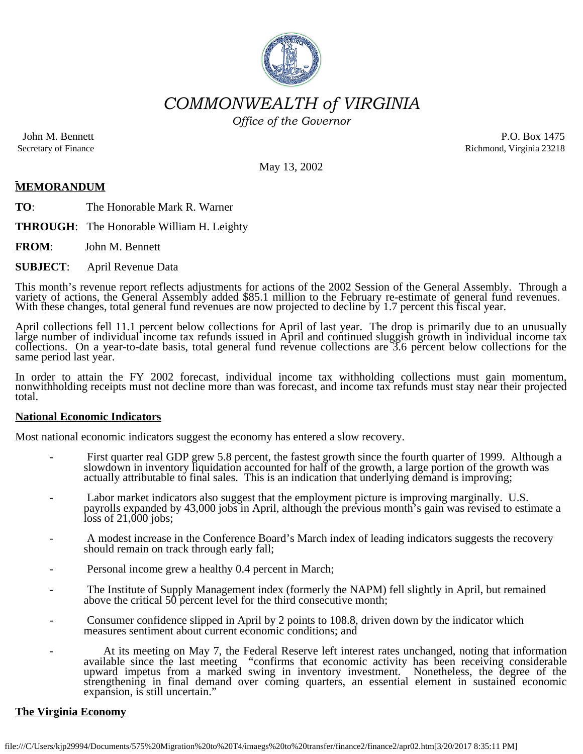# COMMONWEALTH of VIRGINIA

*Office of the Governor*

John M. Bennett
Secretary of Finance

P.O. Box 1475
Richmond, Virginia 23218

May 13, 2002

**MEMORANDUM**

**TO**: The Honorable Mark R. Warner

**THROUGH**: The Honorable William H. Leighty

**FROM**: John M. Bennett

**SUBJECT**: April Revenue Data

This month's revenue report reflects adjustments for actions of the 2002 Session of the General Assembly. Through a variety of actions, the General Assembly added $85.1 million to the February re-estimate of general fund revenues. With these changes, total general fund revenues are now projected to decline by 1.7 percent this fiscal year.

April collections fell 11.1 percent below collections for April of last year. The drop is primarily due to an unusually large number of individual income tax refunds issued in April and continued sluggish growth in individual income tax collections. On a year-to-date basis, total general fund revenue collections are 3.6 percent below collections for the same period last year.

In order to attain the FY 2002 forecast, individual income tax withholding collections must gain momentum, nonwithholding receipts must not decline more than was forecast, and income tax refunds must stay near their projected total.

## National Economic Indicators

Most national economic indicators suggest the economy has entered a slow recovery.

- First quarter real GDP grew 5.8 percent, the fastest growth since the fourth quarter of 1999. Although a slowdown in inventory liquidation accounted for half of the growth, a large portion of the growth was actually attributable to final sales. This is an indication that underlying demand is improving;
- Labor market indicators also suggest that the employment picture is improving marginally. U.S. payrolls expanded by 43,000 jobs in April, although the previous month's gain was revised to estimate a loss of 21,000 jobs;
- A modest increase in the Conference Board's March index of leading indicators suggests the recovery should remain on track through early fall;
- Personal income grew a healthy 0.4 percent in March;
- The Institute of Supply Management index (formerly the NAPM) fell slightly in April, but remained above the critical 50 percent level for the third consecutive month;
- Consumer confidence slipped in April by 2 points to 108.8, driven down by the indicator which measures sentiment about current economic conditions; and
- At its meeting on May 7, the Federal Reserve left interest rates unchanged, noting that information available since the last meeting "confirms that economic activity has been receiving considerable upward impetus from a marked swing in inventory investment. Nonetheless, the degree of the strengthening in final demand over coming quarters, an essential element in sustained economic expansion, is still uncertain."

## The Virginia Economy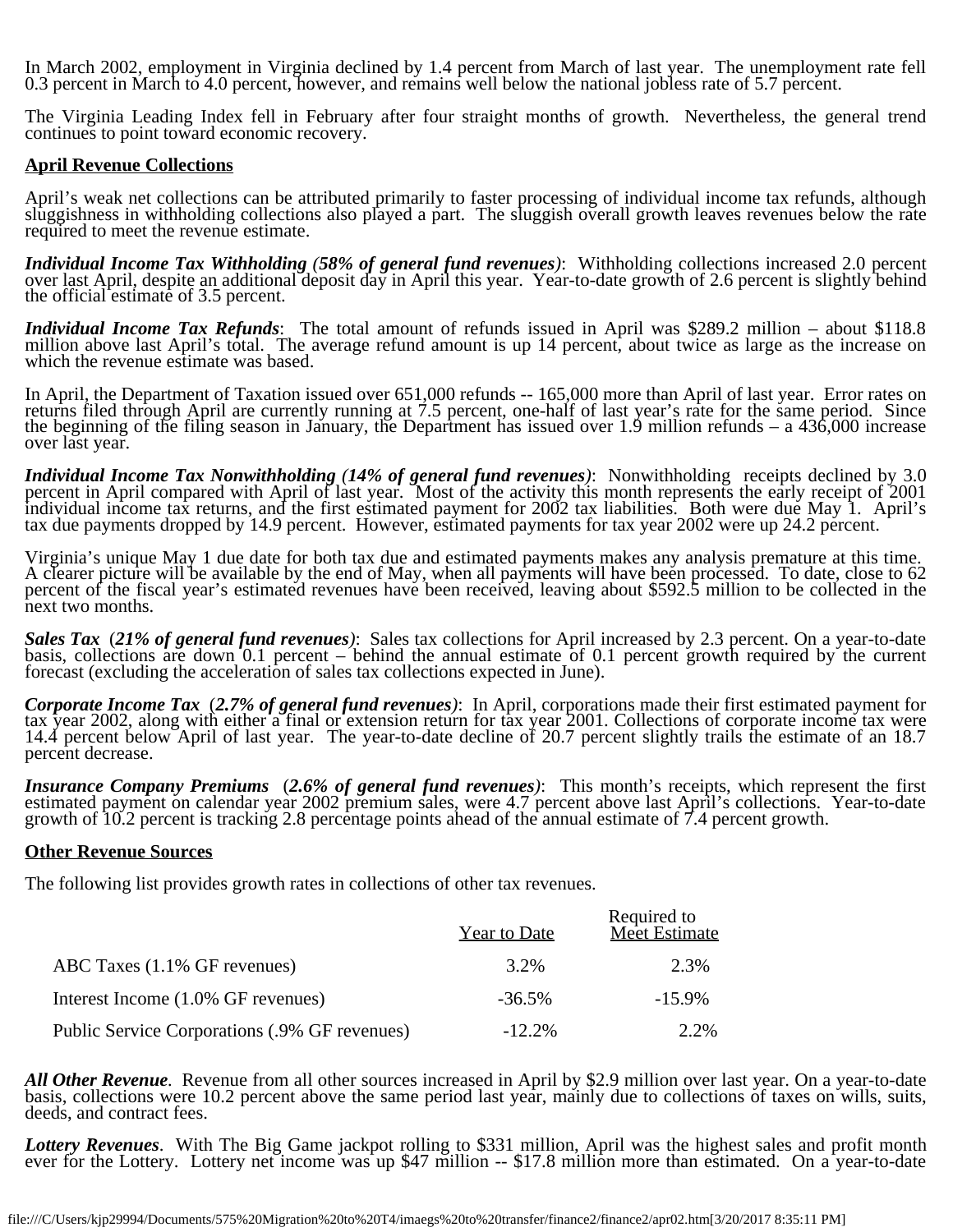In March 2002, employment in Virginia declined by 1.4 percent from March of last year. The unemployment rate fell 0.3 percent in March to 4.0 percent, however, and remains well below the national jobless rate of 5.7 percent.

The Virginia Leading Index fell in February after four straight months of growth. Nevertheless, the general trend continues to point toward economic recovery.

## April Revenue Collections

April's weak net collections can be attributed primarily to faster processing of individual income tax refunds, although sluggishness in withholding collections also played a part. The sluggish overall growth leaves revenues below the rate required to meet the revenue estimate.

***Individual Income Tax Withholding (58% of general fund revenues)***: Withholding collections increased 2.0 percent over last April, despite an additional deposit day in April this year. Year-to-date growth of 2.6 percent is slightly behind the official estimate of 3.5 percent.

***Individual Income Tax Refunds***: The total amount of refunds issued in April was $289.2 million – about $118.8 million above last April's total. The average refund amount is up 14 percent, about twice as large as the increase on which the revenue estimate was based.

In April, the Department of Taxation issued over 651,000 refunds -- 165,000 more than April of last year. Error rates on returns filed through April are currently running at 7.5 percent, one-half of last year's rate for the same period. Since the beginning of the filing season in January, the Department has issued over 1.9 million refunds – a 436,000 increase over last year.

***Individual Income Tax Nonwithholding (14% of general fund revenues)***: Nonwithholding receipts declined by 3.0 percent in April compared with April of last year. Most of the activity this month represents the early receipt of 2001 individual income tax returns, and the first estimated payment for 2002 tax liabilities. Both were due May 1. April's tax due payments dropped by 14.9 percent. However, estimated payments for tax year 2002 were up 24.2 percent.

Virginia's unique May 1 due date for both tax due and estimated payments makes any analysis premature at this time. A clearer picture will be available by the end of May, when all payments will have been processed. To date, close to 62 percent of the fiscal year's estimated revenues have been received, leaving about $592.5 million to be collected in the next two months.

***Sales Tax*** (***21% of general fund revenues)***: Sales tax collections for April increased by 2.3 percent. On a year-to-date basis, collections are down 0.1 percent – behind the annual estimate of 0.1 percent growth required by the current forecast (excluding the acceleration of sales tax collections expected in June).

***Corporate Income Tax*** (***2.7% of general fund revenues)***: In April, corporations made their first estimated payment for tax year 2002, along with either a final or extension return for tax year 2001. Collections of corporate income tax were 14.4 percent below April of last year. The year-to-date decline of 20.7 percent slightly trails the estimate of an 18.7 percent decrease.

***Insurance Company Premiums*** (***2.6% of general fund revenues)***: This month's receipts, which represent the first estimated payment on calendar year 2002 premium sales, were 4.7 percent above last April's collections. Year-to-date growth of 10.2 percent is tracking 2.8 percentage points ahead of the annual estimate of 7.4 percent growth.

## Other Revenue Sources

The following list provides growth rates in collections of other tax revenues.

| | Year to Date | Required to Meet Estimate |
|---|---|---|
| ABC Taxes (1.1% GF revenues) | 3.2% | 2.3% |
| Interest Income (1.0% GF revenues) | -36.5% | -15.9% |
| Public Service Corporations (.9% GF revenues) | -12.2% | 2.2% |

***All Other Revenue***. Revenue from all other sources increased in April by $2.9 million over last year. On a year-to-date basis, collections were 10.2 percent above the same period last year, mainly due to collections of taxes on wills, suits, deeds, and contract fees.

***Lottery Revenues***. With The Big Game jackpot rolling to $331 million, April was the highest sales and profit month ever for the Lottery. Lottery net income was up $47 million -- $17.8 million more than estimated. On a year-to-date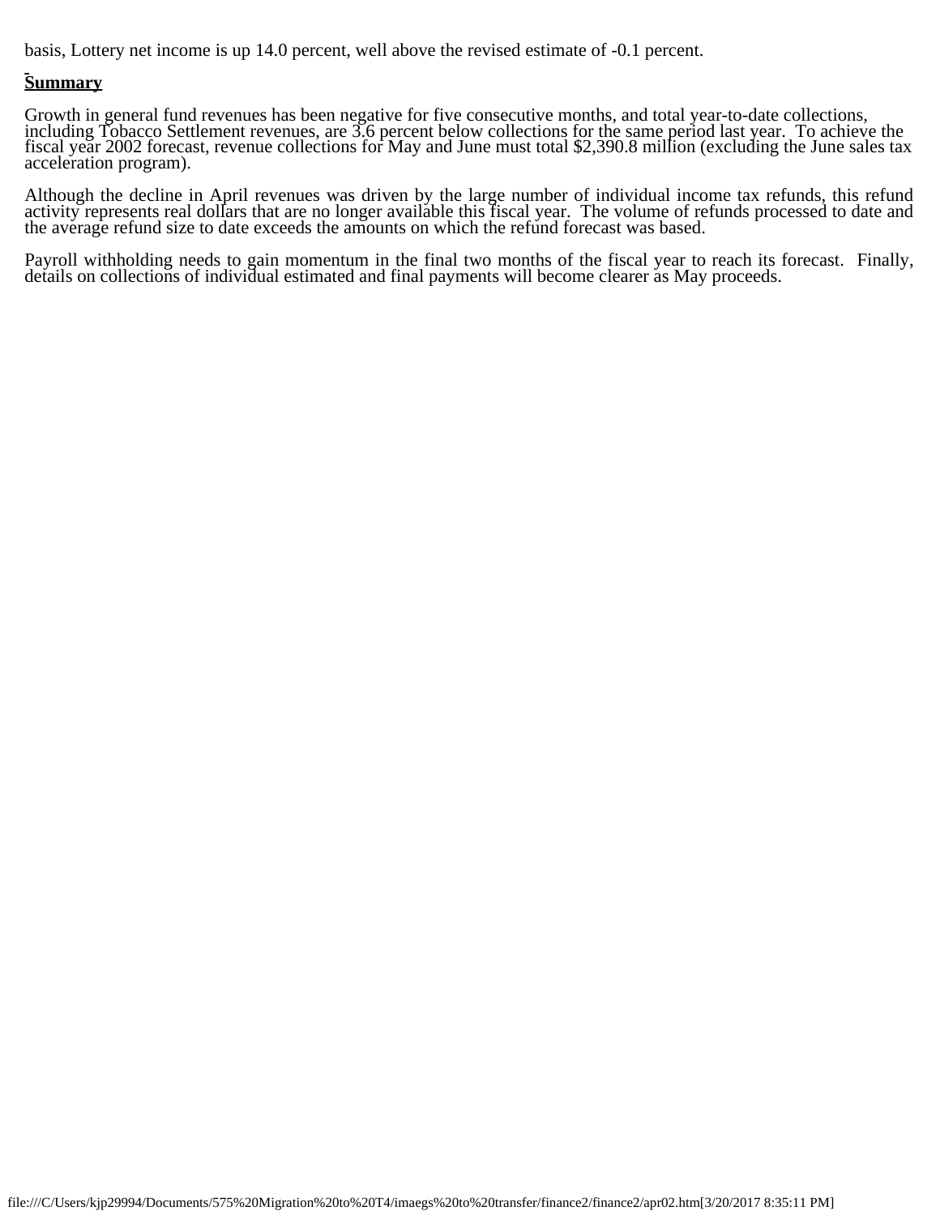basis, Lottery net income is up 14.0 percent, well above the revised estimate of -0.1 percent.

**Summary**

Growth in general fund revenues has been negative for five consecutive months, and total year-to-date collections, including Tobacco Settlement revenues, are 3.6 percent below collections for the same period last year. To achieve the fiscal year 2002 forecast, revenue collections for May and June must total $2,390.8 million (excluding the June sales tax acceleration program).

Although the decline in April revenues was driven by the large number of individual income tax refunds, this refund activity represents real dollars that are no longer available this fiscal year. The volume of refunds processed to date and the average refund size to date exceeds the amounts on which the refund forecast was based.

Payroll withholding needs to gain momentum in the final two months of the fiscal year to reach its forecast. Finally, details on collections of individual estimated and final payments will become clearer as May proceeds.